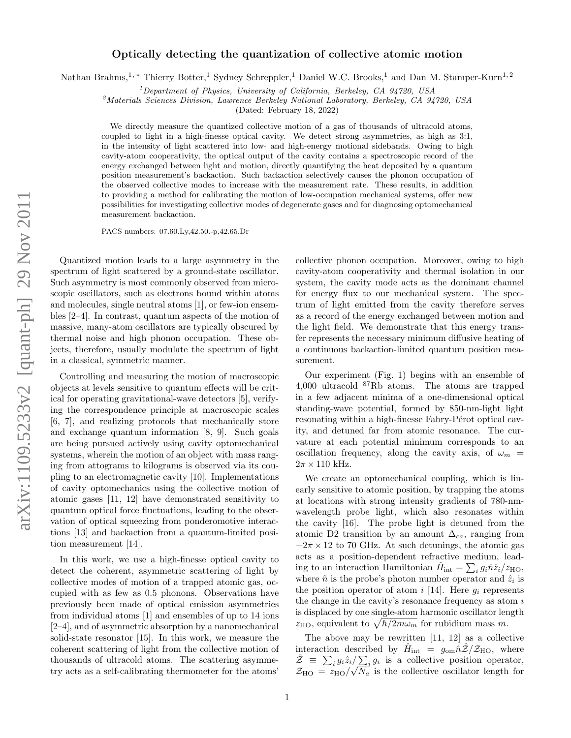# Optically detecting the quantization of collective atomic motion

Nathan Brahms,[1,*] Thierry Botter,[1] Sydney Schreppler,[1] Daniel W.C. Brooks,[1] and Dan M. Stamper-Kurn[1,2]

[1] Department of Physics, University of California, Berkeley, CA 94720, USA
[2] Materials Sciences Division, Lawrence Berkeley National Laboratory, Berkeley, CA 94720, USA

(Dated: February 18, 2022)

We directly measure the quantized collective motion of a gas of thousands of ultracold atoms, coupled to light in a high-finesse optical cavity. We detect strong asymmetries, as high as 3:1, in the intensity of light scattered into low- and high-energy motional sidebands. Owing to high cavity-atom cooperativity, the optical output of the cavity contains a spectroscopic record of the energy exchanged between light and motion, directly quantifying the heat deposited by a quantum position measurement's backaction. Such backaction selectively causes the phonon occupation of the observed collective modes to increase with the measurement rate. These results, in addition to providing a method for calibrating the motion of low-occupation mechanical systems, offer new possibilities for investigating collective modes of degenerate gases and for diagnosing optomechanical measurement backaction.

PACS numbers: 07.60.Ly,42.50.-p,42.65.Dr

Quantized motion leads to a large asymmetry in the spectrum of light scattered by a ground-state oscillator. Such asymmetry is most commonly observed from microscopic oscillators, such as electrons bound within atoms and molecules, single neutral atoms [1], or few-ion ensembles [2–4]. In contrast, quantum aspects of the motion of massive, many-atom oscillators are typically obscured by thermal noise and high phonon occupation. These objects, therefore, usually modulate the spectrum of light in a classical, symmetric manner.

Controlling and measuring the motion of macroscopic objects at levels sensitive to quantum effects will be critical for operating gravitational-wave detectors [5], verifying the correspondence principle at macroscopic scales [6, 7], and realizing protocols that mechanically store and exchange quantum information [8, 9]. Such goals are being pursued actively using cavity optomechanical systems, wherein the motion of an object with mass ranging from attograms to kilograms is observed via its coupling to an electromagnetic cavity [10]. Implementations of cavity optomechanics using the collective motion of atomic gases [11, 12] have demonstrated sensitivity to quantum optical force fluctuations, leading to the observation of optical squeezing from ponderomotive interactions [13] and backaction from a quantum-limited position measurement [14].

In this work, we use a high-finesse optical cavity to detect the coherent, asymmetric scattering of light by collective modes of motion of a trapped atomic gas, occupied with as few as 0.5 phonons. Observations have previously been made of optical emission asymmetries from individual atoms [1] and ensembles of up to 14 ions [2–4], and of asymmetric absorption by a nanomechanical solid-state resonator [15]. In this work, we measure the coherent scattering of light from the collective motion of thousands of ultracold atoms. The scattering asymmetry acts as a self-calibrating thermometer for the atoms' collective phonon occupation. Moreover, owing to high cavity-atom cooperativity and thermal isolation in our system, the cavity mode acts as the dominant channel for energy flux to our mechanical system. The spectrum of light emitted from the cavity therefore serves as a record of the energy exchanged between motion and the light field. We demonstrate that this energy transfer represents the necessary minimum diffusive heating of a continuous backaction-limited quantum position measurement.

Our experiment (Fig. 1) begins with an ensemble of 4,000 ultracold $^{87}$Rb atoms. The atoms are trapped in a few adjacent minima of a one-dimensional optical standing-wave potential, formed by 850-nm-light light resonating within a high-finesse Fabry-Pérot optical cavity, and detuned far from atomic resonance. The curvature at each potential minimum corresponds to an oscillation frequency, along the cavity axis, of $\omega_m = 2\pi \times 110$ kHz.

We create an optomechanical coupling, which is linearly sensitive to atomic position, by trapping the atoms at locations with strong intensity gradients of 780-nm-wavelength probe light, which also resonates within the cavity [16]. The probe light is detuned from the atomic D2 transition by an amount $\Delta_{ca}$, ranging from $-2\pi \times 12$ to 70 GHz. At such detunings, the atomic gas acts as a position-dependent refractive medium, leading to an interaction Hamiltonian $\hat{H}_{\rm int} = \sum_i g_i \hat{n} \hat{z}_i / z_{\rm HO}$, where $\hat{n}$ is the probe's photon number operator and $\hat{z}_i$ is the position operator of atom $i$ [14]. Here $g_i$ represents the change in the cavity's resonance frequency as atom $i$ is displaced by one single-atom harmonic oscillator length $z_{\rm HO}$, equivalent to $\sqrt{\hbar/2m\omega_m}$ for rubidium mass $m$.

The above may be rewritten [11, 12] as a collective interaction described by $\hat{H}_{\rm int} = g_{\rm om} \hat{n} \hat{\mathcal{Z}} / \mathcal{Z}_{\rm HO}$, where $\hat{\mathcal{Z}} \equiv \sum_i g_i \hat{z}_i / \sum_i g_i$ is a collective position operator, $\mathcal{Z}_{\rm HO} = z_{\rm HO}/\sqrt{N_a}$ is the collective oscillator length for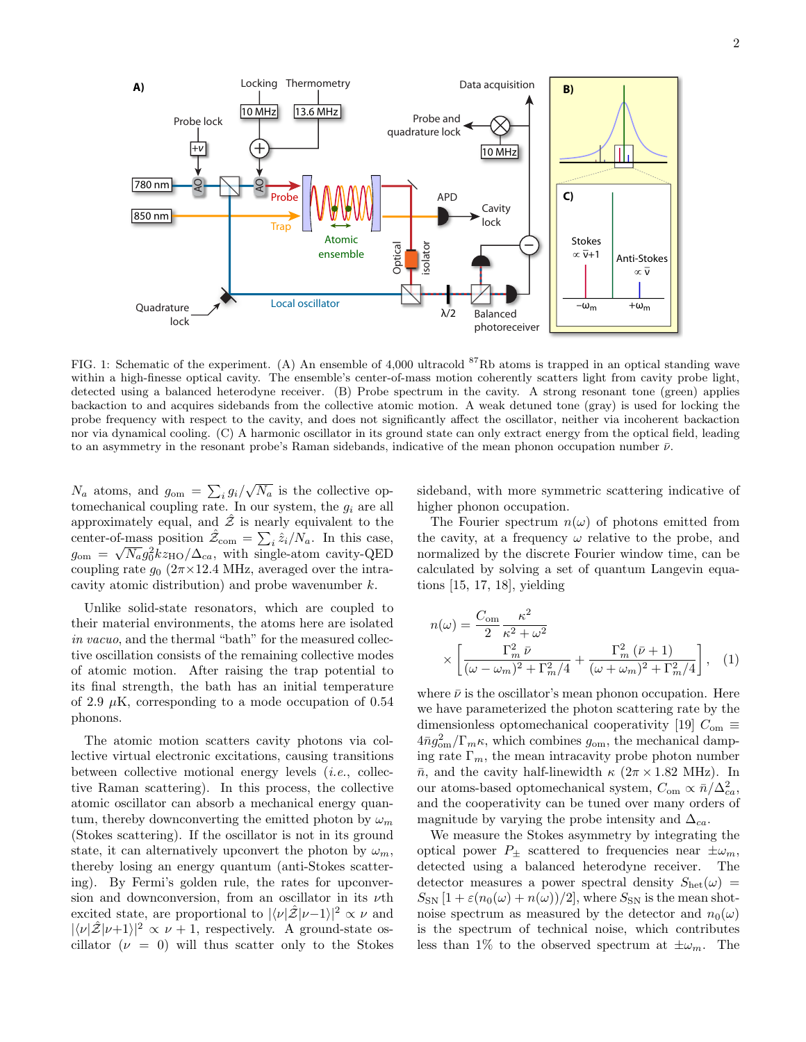FIG. 1: Schematic of the experiment. (A) An ensemble of 4,000 ultracold $^{87}$Rb atoms is trapped in an optical standing wave within a high-finesse optical cavity. The ensemble's center-of-mass motion coherently scatters light from cavity probe light, detected using a balanced heterodyne receiver. (B) Probe spectrum in the cavity. A strong resonant tone (green) applies backaction to and acquires sidebands from the collective atomic motion. A weak detuned tone (gray) is used for locking the probe frequency with respect to the cavity, and does not significantly affect the oscillator, neither via incoherent backaction nor via dynamical cooling. (C) A harmonic oscillator in its ground state can only extract energy from the optical field, leading to an asymmetry in the resonant probe's Raman sidebands, indicative of the mean phonon occupation number $\bar{\nu}$.

$N_a$ atoms, and $g_{\rm om} = \sum_i g_i/\sqrt{N_a}$ is the collective optomechanical coupling rate. In our system, the $g_i$ are all approximately equal, and $\hat{\mathcal{Z}}$ is nearly equivalent to the center-of-mass position $\hat{\mathcal{Z}}_{\rm com} = \sum_i \hat{z}_i/N_a$. In this case, $g_{\rm om} = \sqrt{N_a} g_0^2 k z_{\rm HO}/\Delta_{ca}$, with single-atom cavity-QED coupling rate $g_0$ ($2\pi\times 12.4$ MHz), averaged over the intra-cavity atomic distribution) and probe wavenumber $k$.

Unlike solid-state resonators, which are coupled to their material environments, the atoms here are isolated *in vacuo*, and the thermal "bath" for the measured collective oscillation consists of the remaining collective modes of atomic motion. After raising the trap potential to its final strength, the bath has an initial temperature of 2.9 $\mu$K, corresponding to a mode occupation of 0.54 phonons.

The atomic motion scatters cavity photons via collective virtual electronic excitations, causing transitions between collective motional energy levels (*i.e.*, collective Raman scattering). In this process, the collective atomic oscillator can absorb a mechanical energy quantum, thereby downconverting the emitted photon by $\omega_m$ (Stokes scattering). If the oscillator is not in its ground state, it can alternatively upconvert the photon by $\omega_m$, thereby losing an energy quantum (anti-Stokes scattering). By Fermi's golden rule, the rates for upconversion and downconversion, from an oscillator in its $\nu$th excited state, are proportional to $|\langle\nu|\hat{\mathcal{Z}}|\nu{-}1\rangle|^2 \propto \nu$ and $|\langle\nu|\hat{\mathcal{Z}}|\nu{+}1\rangle|^2 \propto \nu+1$, respectively. A ground-state oscillator ($\nu = 0$) will thus scatter only to the Stokes sideband, with more symmetric scattering indicative of higher phonon occupation.

The Fourier spectrum $n(\omega)$ of photons emitted from the cavity, at a frequency $\omega$ relative to the probe, and normalized by the discrete Fourier window time, can be calculated by solving a set of quantum Langevin equations [15, 17, 18], yielding

$$n(\omega) = \frac{C_{\rm om}}{2}\frac{\kappa^2}{\kappa^2+\omega^2} \times \left[\frac{\Gamma_m^2\,\bar{\nu}}{(\omega-\omega_m)^2+\Gamma_m^2/4} + \frac{\Gamma_m^2\,(\bar{\nu}+1)}{(\omega+\omega_m)^2+\Gamma_m^2/4}\right], \quad (1)$$

where $\bar{\nu}$ is the oscillator's mean phonon occupation. Here we have parameterized the photon scattering rate by the dimensionless optomechanical cooperativity [19] $C_{\rm om} \equiv 4\bar{n}g_{\rm om}^2/\Gamma_m\kappa$, which combines $g_{\rm om}$, the mechanical damping rate $\Gamma_m$, the mean intracavity probe photon number $\bar{n}$, and the cavity half-linewidth $\kappa$ ($2\pi\times 1.82$ MHz). In our atoms-based optomechanical system, $C_{\rm om} \propto \bar{n}/\Delta_{ca}^2$, and the cooperativity can be tuned over many orders of magnitude by varying the probe intensity and $\Delta_{ca}$.

We measure the Stokes asymmetry by integrating the optical power $P_\pm$ scattered to frequencies near $\pm\omega_m$, detected using a balanced heterodyne receiver. The detector measures a power spectral density $S_{\rm het}(\omega) = S_{\rm SN}\left[1+\varepsilon(n_0(\omega)+n(\omega))/2\right]$, where $S_{\rm SN}$ is the mean shot-noise spectrum as measured by the detector and $n_0(\omega)$ is the spectrum of technical noise, which contributes less than 1% to the observed spectrum at $\pm\omega_m$. The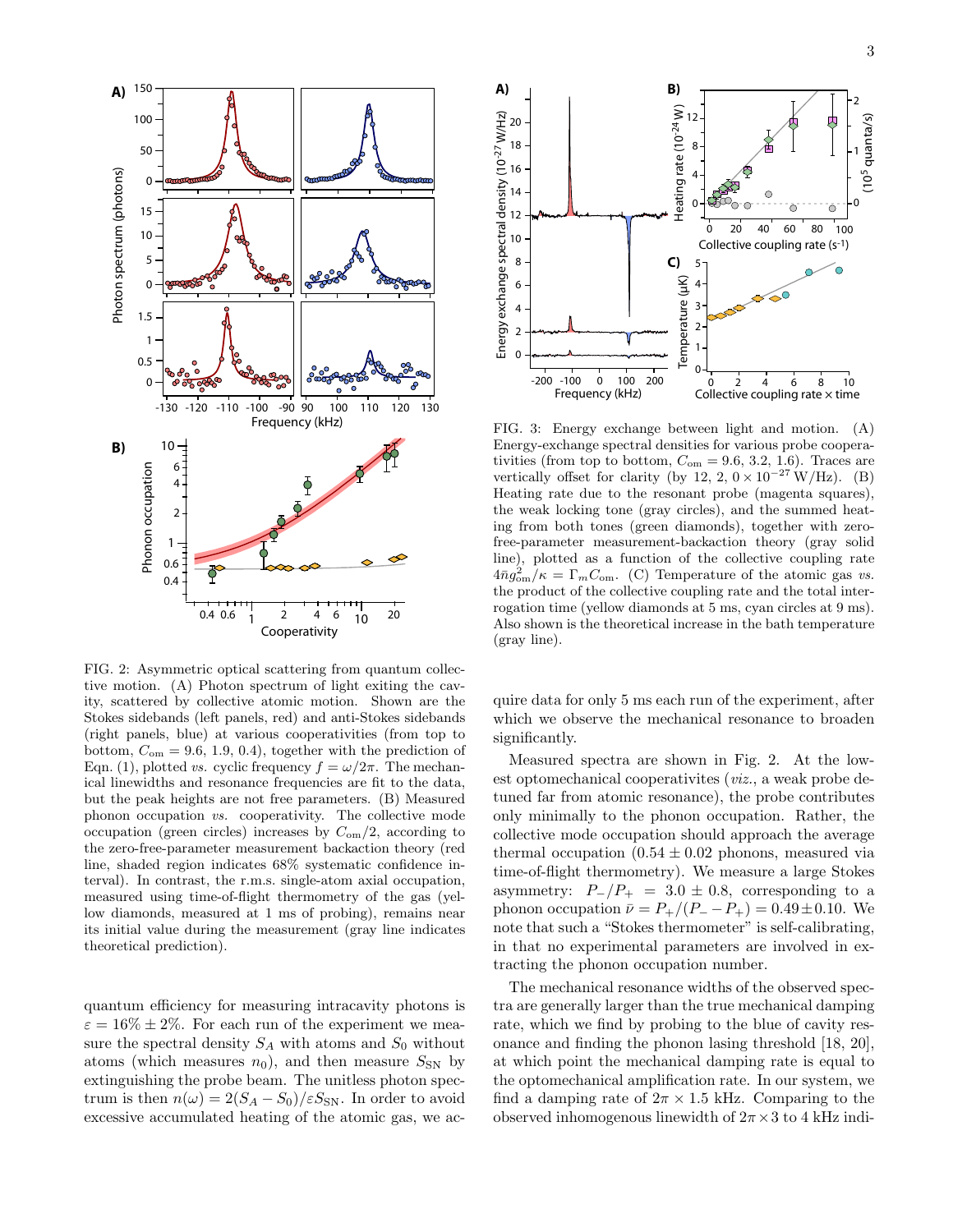FIG. 2: Asymmetric optical scattering from quantum collective motion. (A) Photon spectrum of light exiting the cavity, scattered by collective atomic motion. Shown are the Stokes sidebands (left panels, red) and anti-Stokes sidebands (right panels, blue) at various cooperativities (from top to bottom, $C_{\mathrm{om}} = 9.6$, 1.9, 0.4), together with the prediction of Eqn. (1), plotted *vs.* cyclic frequency $f = \omega/2\pi$. The mechanical linewidths and resonance frequencies are fit to the data, but the peak heights are not free parameters. (B) Measured phonon occupation *vs.* cooperativity. The collective mode occupation (green circles) increases by $C_{\mathrm{om}}/2$, according to the zero-free-parameter measurement backaction theory (red line, shaded region indicates 68% systematic confidence interval). In contrast, the r.m.s. single-atom axial occupation, measured using time-of-flight thermometry of the gas (yellow diamonds, measured at 1 ms of probing), remains near its initial value during the measurement (gray line indicates theoretical prediction).

FIG. 3: Energy exchange between light and motion. (A) Energy-exchange spectral densities for various probe cooperativities (from top to bottom, $C_{\mathrm{om}} = 9.6$, 3.2, 1.6). Traces are vertically offset for clarity (by 12, 2, $0 \times 10^{-27}$ W/Hz). (B) Heating rate due to the resonant probe (magenta squares), the weak locking tone (gray circles), and the summed heating from both tones (green diamonds), together with zero-free-parameter measurement-backaction theory (gray solid line), plotted as a function of the collective coupling rate $4\bar{n}g_{\mathrm{om}}^2/\kappa = \Gamma_m C_{\mathrm{om}}$. (C) Temperature of the atomic gas *vs.* the product of the collective coupling rate and the total interrogation time (yellow diamonds at 5 ms, cyan circles at 9 ms). Also shown is the theoretical increase in the bath temperature (gray line).

quantum efficiency for measuring intracavity photons is $\varepsilon = 16\% \pm 2\%$. For each run of the experiment we measure the spectral density $S_A$ with atoms and $S_0$ without atoms (which measures $n_0$), and then measure $S_{\mathrm{SN}}$ by extinguishing the probe beam. The unitless photon spectrum is then $n(\omega) = 2(S_A - S_0)/\varepsilon S_{\mathrm{SN}}$. In order to avoid excessive accumulated heating of the atomic gas, we acquire data for only 5 ms each run of the experiment, after which we observe the mechanical resonance to broaden significantly.

Measured spectra are shown in Fig. 2. At the lowest optomechanical cooperativites (*viz.*, a weak probe detuned far from atomic resonance), the probe contributes only minimally to the phonon occupation. Rather, the collective mode occupation should approach the average thermal occupation ($0.54 \pm 0.02$ phonons, measured via time-of-flight thermometry). We measure a large Stokes asymmetry: $P_-/P_+ = 3.0 \pm 0.8$, corresponding to a phonon occupation $\bar{\nu} = P_+/(P_- - P_+) = 0.49 \pm 0.10$. We note that such a "Stokes thermometer" is self-calibrating, in that no experimental parameters are involved in extracting the phonon occupation number.

The mechanical resonance widths of the observed spectra are generally larger than the true mechanical damping rate, which we find by probing to the blue of cavity resonance and finding the phonon lasing threshold [18, 20], at which point the mechanical damping rate is equal to the optomechanical amplification rate. In our system, we find a damping rate of $2\pi \times 1.5$ kHz. Comparing to the observed inhomogenous linewidth of $2\pi \times 3$ to 4 kHz indi-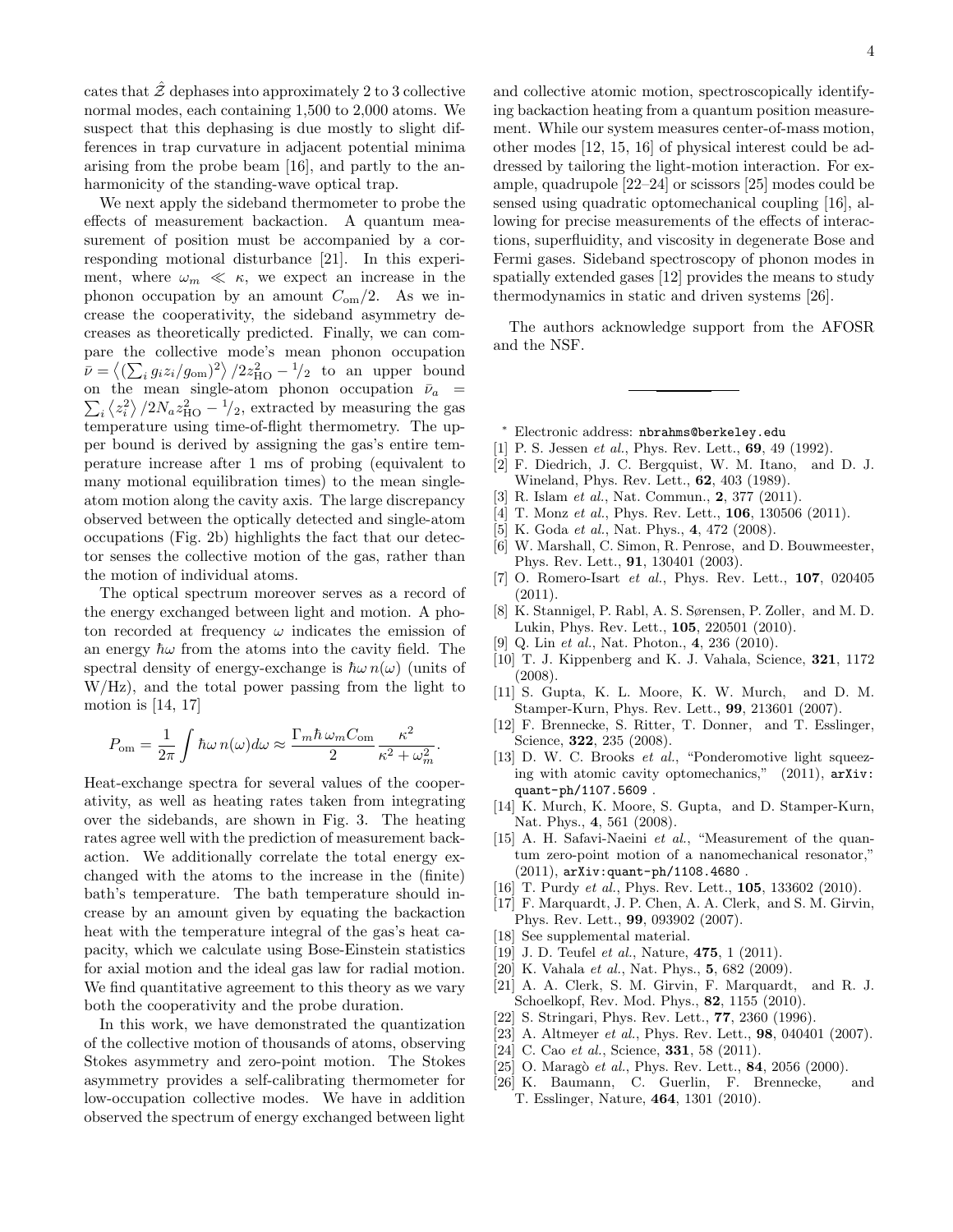cates that $\hat{\mathcal{Z}}$ dephases into approximately 2 to 3 collective normal modes, each containing 1,500 to 2,000 atoms. We suspect that this dephasing is due mostly to slight differences in trap curvature in adjacent potential minima arising from the probe beam [16], and partly to the anharmonicity of the standing-wave optical trap.

We next apply the sideband thermometer to probe the effects of measurement backaction. A quantum measurement of position must be accompanied by a corresponding motional disturbance [21]. In this experiment, where $\omega_m \ll \kappa$, we expect an increase in the phonon occupation by an amount $C_{\rm om}/2$. As we increase the cooperativity, the sideband asymmetry decreases as theoretically predicted. Finally, we can compare the collective mode's mean phonon occupation $\bar{\nu} = \left\langle (\sum_i g_i z_i / g_{\rm om})^2 \right\rangle / 2 z_{\rm HO}^2 - {}^1\!/_2$ to an upper bound on the mean single-atom phonon occupation $\bar{\nu}_a = \sum_i \left\langle z_i^2 \right\rangle / 2 N_a z_{\rm HO}^2 - {}^1\!/_2$, extracted by measuring the gas temperature using time-of-flight thermometry. The upper bound is derived by assigning the gas's entire temperature increase after 1 ms of probing (equivalent to many motional equilibration times) to the mean single-atom motion along the cavity axis. The large discrepancy observed between the optically detected and single-atom occupations (Fig. 2b) highlights the fact that our detector senses the collective motion of the gas, rather than the motion of individual atoms.

The optical spectrum moreover serves as a record of the energy exchanged between light and motion. A photon recorded at frequency $\omega$ indicates the emission of an energy $\hbar\omega$ from the atoms into the cavity field. The spectral density of energy-exchange is $\hbar\omega\, n(\omega)$ (units of W/Hz), and the total power passing from the light to motion is [14, 17]

$$P_{\rm om} = \frac{1}{2\pi} \int \hbar\omega\, n(\omega) d\omega \approx \frac{\Gamma_m \hbar\, \omega_m C_{\rm om}}{2} \frac{\kappa^2}{\kappa^2 + \omega_m^2}.$$

Heat-exchange spectra for several values of the cooperativity, as well as heating rates taken from integrating over the sidebands, are shown in Fig. 3. The heating rates agree well with the prediction of measurement backaction. We additionally correlate the total energy exchanged with the atoms to the increase in the (finite) bath's temperature. The bath temperature should increase by an amount given by equating the backaction heat with the temperature integral of the gas's heat capacity, which we calculate using Bose-Einstein statistics for axial motion and the ideal gas law for radial motion. We find quantitative agreement to this theory as we vary both the cooperativity and the probe duration.

In this work, we have demonstrated the quantization of the collective motion of thousands of atoms, observing Stokes asymmetry and zero-point motion. The Stokes asymmetry provides a self-calibrating thermometer for low-occupation collective modes. We have in addition observed the spectrum of energy exchanged between light and collective atomic motion, spectroscopically identifying backaction heating from a quantum position measurement. While our system measures center-of-mass motion, other modes [12, 15, 16] of physical interest could be addressed by tailoring the light-motion interaction. For example, quadrupole [22–24] or scissors [25] modes could be sensed using quadratic optomechanical coupling [16], allowing for precise measurements of the effects of interactions, superfluidity, and viscosity in degenerate Bose and Fermi gases. Sideband spectroscopy of phonon modes in spatially extended gases [12] provides the means to study thermodynamics in static and driven systems [26].

The authors acknowledge support from the AFOSR and the NSF.

---

* Electronic address: nbrahms@berkeley.edu

[1] P. S. Jessen *et al.*, Phys. Rev. Lett., **69**, 49 (1992).
[2] F. Diedrich, J. C. Bergquist, W. M. Itano, and D. J. Wineland, Phys. Rev. Lett., **62**, 403 (1989).
[3] R. Islam *et al.*, Nat. Commun., **2**, 377 (2011).
[4] T. Monz *et al.*, Phys. Rev. Lett., **106**, 130506 (2011).
[5] K. Goda *et al.*, Nat. Phys., **4**, 472 (2008).
[6] W. Marshall, C. Simon, R. Penrose, and D. Bouwmeester, Phys. Rev. Lett., **91**, 130401 (2003).
[7] O. Romero-Isart *et al.*, Phys. Rev. Lett., **107**, 020405 (2011).
[8] K. Stannigel, P. Rabl, A. S. Sørensen, P. Zoller, and M. D. Lukin, Phys. Rev. Lett., **105**, 220501 (2010).
[9] Q. Lin *et al.*, Nat. Photon., **4**, 236 (2010).
[10] T. J. Kippenberg and K. J. Vahala, Science, **321**, 1172 (2008).
[11] S. Gupta, K. L. Moore, K. W. Murch, and D. M. Stamper-Kurn, Phys. Rev. Lett., **99**, 213601 (2007).
[12] F. Brennecke, S. Ritter, T. Donner, and T. Esslinger, Science, **322**, 235 (2008).
[13] D. W. C. Brooks *et al.*, "Ponderomotive light squeezing with atomic cavity optomechanics," (2011), arXiv:quant-ph/1107.5609 .
[14] K. Murch, K. Moore, S. Gupta, and D. Stamper-Kurn, Nat. Phys., **4**, 561 (2008).
[15] A. H. Safavi-Naeini *et al.*, "Measurement of the quantum zero-point motion of a nanomechanical resonator," (2011), arXiv:quant-ph/1108.4680 .
[16] T. Purdy *et al.*, Phys. Rev. Lett., **105**, 133602 (2010).
[17] F. Marquardt, J. P. Chen, A. A. Clerk, and S. M. Girvin, Phys. Rev. Lett., **99**, 093902 (2007).
[18] See supplemental material.
[19] J. D. Teufel *et al.*, Nature, **475**, 1 (2011).
[20] K. Vahala *et al.*, Nat. Phys., **5**, 682 (2009).
[21] A. A. Clerk, S. M. Girvin, F. Marquardt, and R. J. Schoelkopf, Rev. Mod. Phys., **82**, 1155 (2010).
[22] S. Stringari, Phys. Rev. Lett., **77**, 2360 (1996).
[23] A. Altmeyer *et al.*, Phys. Rev. Lett., **98**, 040401 (2007).
[24] C. Cao *et al.*, Science, **331**, 58 (2011).
[25] O. Maragò *et al.*, Phys. Rev. Lett., **84**, 2056 (2000).
[26] K. Baumann, C. Guerlin, F. Brennecke, and T. Esslinger, Nature, **464**, 1301 (2010).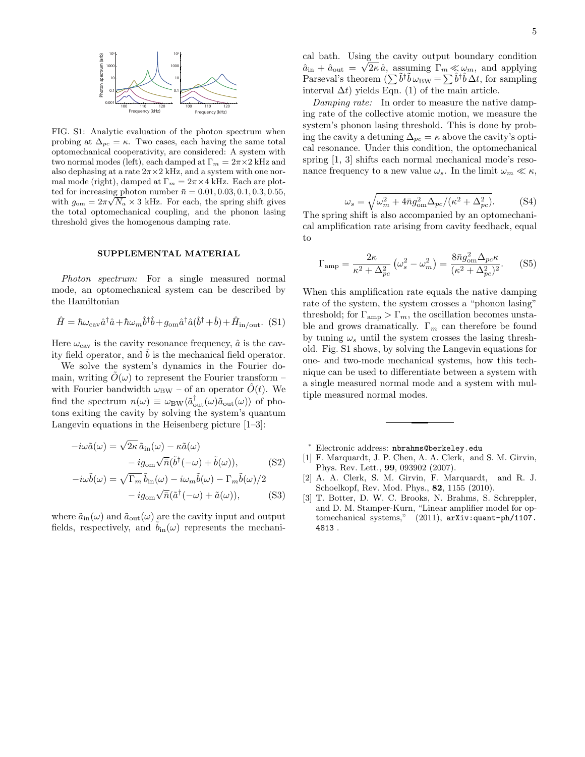Photon spectrum (arb)

10⁵

1000

10

0.1

0.001

100 110 120

Frequency (kHz)

10⁵

1000

10

0.1

100 110 120

Frequency (kHz)

FIG. S1: Analytic evaluation of the photon spectrum when probing at $\Delta_{pc} = \kappa$. Two cases, each having the same total optomechanical cooperativity, are considered: A system with two normal modes (left), each damped at $\Gamma_m = 2\pi\times 2$ kHz and also dephasing at a rate $2\pi\times 2$ kHz, and a system with one normal mode (right), damped at $\Gamma_m = 2\pi\times 4$ kHz. Each are plotted for increasing photon number $\bar{n} = 0.01, 0.03, 0.1, 0.3, 0.55$, with $g_{\rm om} = 2\pi\sqrt{N_a}\times 3$ kHz. For each, the spring shift gives the total optomechanical coupling, and the phonon lasing threshold gives the homogenous damping rate.

## SUPPLEMENTAL MATERIAL

*Photon spectrum:* For a single measured normal mode, an optomechanical system can be described by the Hamiltonian

$$\hat{H} = \hbar\omega_{\rm cav}\hat{a}^\dagger\hat{a} + \hbar\omega_m\hat{b}^\dagger\hat{b} + g_{\rm om}\hat{a}^\dagger\hat{a}(\hat{b}^\dagger + \hat{b}) + \hat{H}_{\rm in/out}. \quad \text{(S1)}$$

Here $\omega_{\rm cav}$ is the cavity resonance frequency, $\hat{a}$ is the cavity field operator, and $\hat{b}$ is the mechanical field operator.

We solve the system's dynamics in the Fourier domain, writing $\tilde{O}(\omega)$ to represent the Fourier transform – with Fourier bandwidth $\omega_{\rm BW}$ – of an operator $\hat{O}(t)$. We find the spectrum $n(\omega) \equiv \omega_{\rm BW}\langle\tilde{a}^\dagger_{\rm out}(\omega)\tilde{a}_{\rm out}(\omega)\rangle$ of photons exiting the cavity by solving the system's quantum Langevin equations in the Heisenberg picture [1–3]:

$$\begin{aligned} -i\omega\tilde{a}(\omega) &= \sqrt{2\kappa}\,\tilde{a}_{\rm in}(\omega) - \kappa\tilde{a}(\omega) \\ &\quad - ig_{\rm om}\sqrt{\bar{n}}(\tilde{b}^\dagger(-\omega) + \tilde{b}(\omega)), \qquad \text{(S2)} \\ -i\omega\tilde{b}(\omega) &= \sqrt{\Gamma_m}\,\tilde{b}_{\rm in}(\omega) - i\omega_m\tilde{b}(\omega) - \Gamma_m\tilde{b}(\omega)/2 \\ &\quad - ig_{\rm om}\sqrt{\bar{n}}(\tilde{a}^\dagger(-\omega) + \tilde{a}(\omega)), \qquad \text{(S3)} \end{aligned}$$

where $\tilde{a}_{\rm in}(\omega)$ and $\tilde{a}_{\rm out}(\omega)$ are the cavity input and output fields, respectively, and $\tilde{b}_{\rm in}(\omega)$ represents the mechanical bath. Using the cavity output boundary condition $\hat{a}_{\rm in} + \hat{a}_{\rm out} = \sqrt{2\kappa}\,\hat{a}$, assuming $\Gamma_m \ll \omega_m$, and applying Parseval's theorem ($\sum \tilde{b}^\dagger\tilde{b}\,\omega_{\rm BW} = \sum \hat{b}^\dagger\hat{b}\,\Delta t$, for sampling interval $\Delta t$) yields Eqn. (1) of the main article.

*Damping rate:* In order to measure the native damping rate of the collective atomic motion, we measure the system's phonon lasing threshold. This is done by probing the cavity a detuning $\Delta_{pc} = \kappa$ above the cavity's optical resonance. Under this condition, the optomechanical spring [1, 3] shifts each normal mechanical mode's resonance frequency to a new value $\omega_s$. In the limit $\omega_m \ll \kappa$,

$$\omega_s = \sqrt{\omega_m^2 + 4\bar{n}g_{\rm om}^2\Delta_{pc}/(\kappa^2 + \Delta_{pc}^2)}. \qquad \text{(S4)}$$

The spring shift is also accompanied by an optomechanical amplification rate arising from cavity feedback, equal to

$$\Gamma_{\rm amp} = \frac{2\kappa}{\kappa^2 + \Delta_{pc}^2}\left(\omega_s^2 - \omega_m^2\right) = \frac{8\bar{n}g_{\rm om}^2\Delta_{pc}\kappa}{(\kappa^2 + \Delta_{pc}^2)^2}. \qquad \text{(S5)}$$

When this amplification rate equals the native damping rate of the system, the system crosses a "phonon lasing" threshold; for $\Gamma_{\rm amp} > \Gamma_m$, the oscillation becomes unstable and grows dramatically. $\Gamma_m$ can therefore be found by tuning $\omega_s$ until the system crosses the lasing threshold. Fig. S1 shows, by solving the Langevin equations for one- and two-mode mechanical systems, how this technique can be used to differentiate between a system with a single measured normal mode and a system with multiple measured normal modes.

---

\* Electronic address: nbrahms@berkeley.edu

[1] F. Marquardt, J. P. Chen, A. A. Clerk, and S. M. Girvin, Phys. Rev. Lett., **99**, 093902 (2007).

[2] A. A. Clerk, S. M. Girvin, F. Marquardt, and R. J. Schoelkopf, Rev. Mod. Phys., **82**, 1155 (2010).

[3] T. Botter, D. W. C. Brooks, N. Brahms, S. Schreppler, and D. M. Stamper-Kurn, "Linear amplifier model for optomechanical systems," (2011), arXiv:quant-ph/1107.4813 .